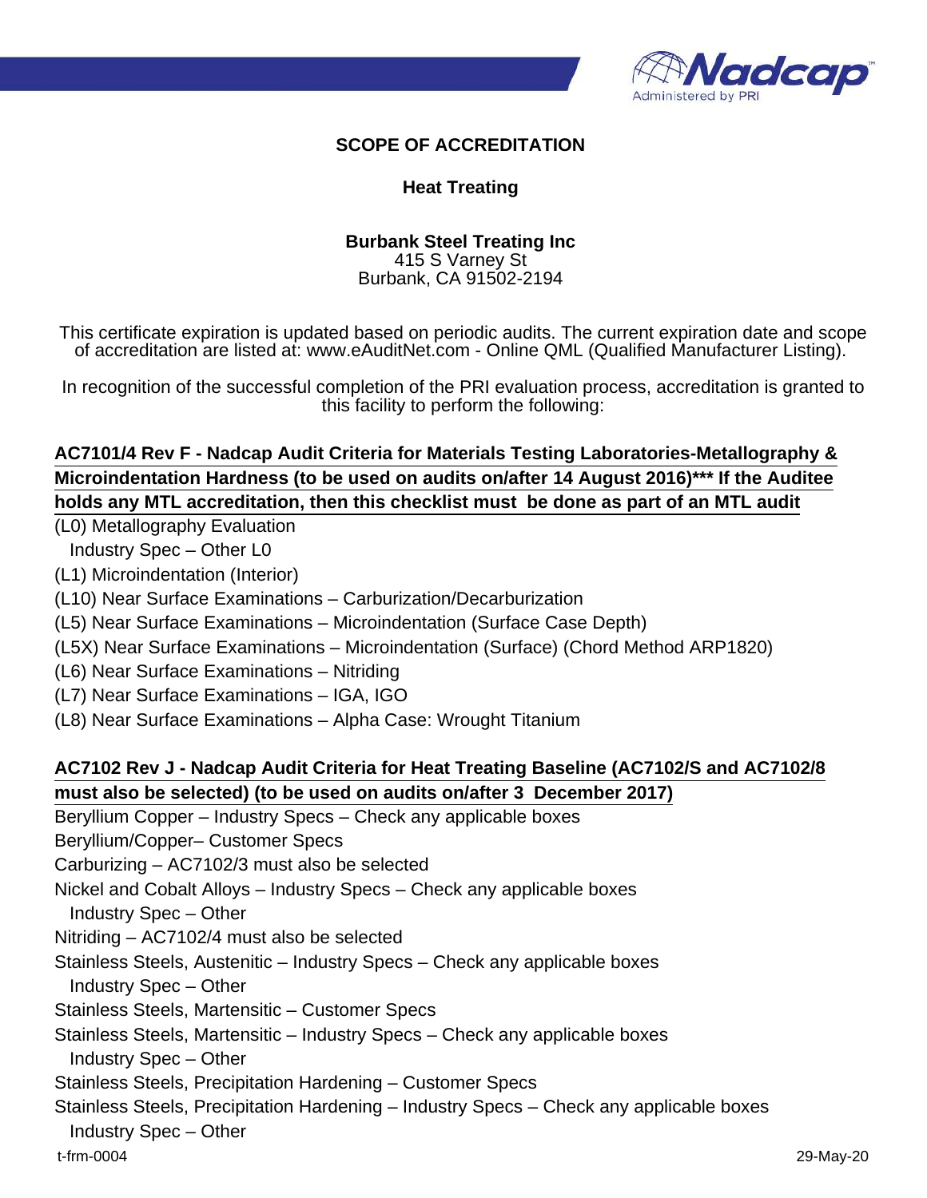# SCOPE OF ACCREDITATION

## Heat Treating

**Burbank Steel Treating Inc**
415 S Varney St
Burbank, CA 91502-2194

This certificate expiration is updated based on periodic audits. The current expiration date and scope of accreditation are listed at: www.eAuditNet.com - Online QML (Qualified Manufacturer Listing).

In recognition of the successful completion of the PRI evaluation process, accreditation is granted to this facility to perform the following:

**AC7101/4 Rev F - Nadcap Audit Criteria for Materials Testing Laboratories-Metallography & Microindentation Hardness (to be used on audits on/after 14 August 2016)*** If the Auditee holds any MTL accreditation, then this checklist must be done as part of an MTL audit**

(L0) Metallography Evaluation
  Industry Spec – Other L0
(L1) Microindentation (Interior)
(L10) Near Surface Examinations – Carburization/Decarburization
(L5) Near Surface Examinations – Microindentation (Surface Case Depth)
(L5X) Near Surface Examinations – Microindentation (Surface) (Chord Method ARP1820)
(L6) Near Surface Examinations – Nitriding
(L7) Near Surface Examinations – IGA, IGO
(L8) Near Surface Examinations – Alpha Case: Wrought Titanium

**AC7102 Rev J - Nadcap Audit Criteria for Heat Treating Baseline (AC7102/S and AC7102/8 must also be selected) (to be used on audits on/after 3 December 2017)**

Beryllium Copper – Industry Specs – Check any applicable boxes
Beryllium/Copper– Customer Specs
Carburizing – AC7102/3 must also be selected
Nickel and Cobalt Alloys – Industry Specs – Check any applicable boxes
  Industry Spec – Other
Nitriding – AC7102/4 must also be selected
Stainless Steels, Austenitic – Industry Specs – Check any applicable boxes
  Industry Spec – Other
Stainless Steels, Martensitic – Customer Specs
Stainless Steels, Martensitic – Industry Specs – Check any applicable boxes
  Industry Spec – Other
Stainless Steels, Precipitation Hardening – Customer Specs
Stainless Steels, Precipitation Hardening – Industry Specs – Check any applicable boxes
  Industry Spec – Other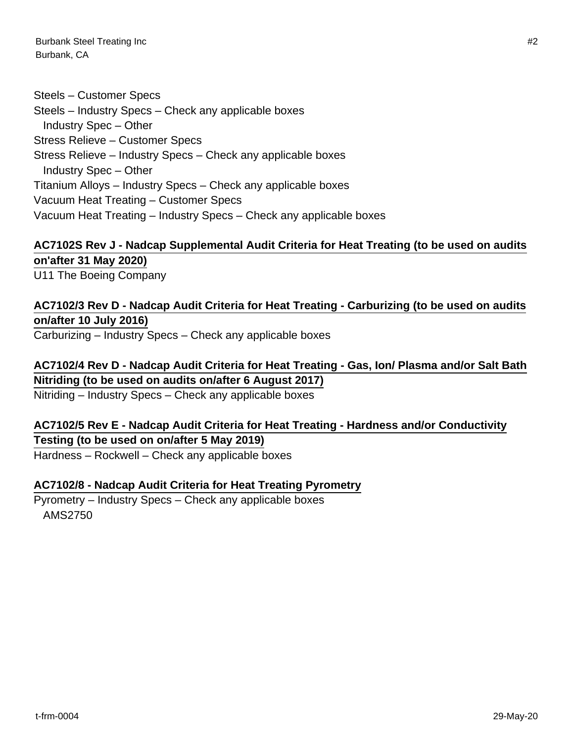Steels – Customer Specs

Steels – Industry Specs – Check any applicable boxes

  Industry Spec – Other

Stress Relieve – Customer Specs

Stress Relieve – Industry Specs – Check any applicable boxes

  Industry Spec – Other

Titanium Alloys – Industry Specs – Check any applicable boxes

Vacuum Heat Treating – Customer Specs

Vacuum Heat Treating – Industry Specs – Check any applicable boxes

**AC7102S Rev J - Nadcap Supplemental Audit Criteria for Heat Treating (to be used on audits on'after 31 May 2020)**

U11 The Boeing Company

**AC7102/3 Rev D - Nadcap Audit Criteria for Heat Treating - Carburizing (to be used on audits on/after 10 July 2016)**

Carburizing – Industry Specs – Check any applicable boxes

**AC7102/4 Rev D - Nadcap Audit Criteria for Heat Treating - Gas, Ion/ Plasma and/or Salt Bath Nitriding (to be used on audits on/after 6 August 2017)**

Nitriding – Industry Specs – Check any applicable boxes

**AC7102/5 Rev E - Nadcap Audit Criteria for Heat Treating - Hardness and/or Conductivity Testing (to be used on on/after 5 May 2019)**

Hardness – Rockwell – Check any applicable boxes

**AC7102/8 - Nadcap Audit Criteria for Heat Treating Pyrometry**

Pyrometry – Industry Specs – Check any applicable boxes

  AMS2750